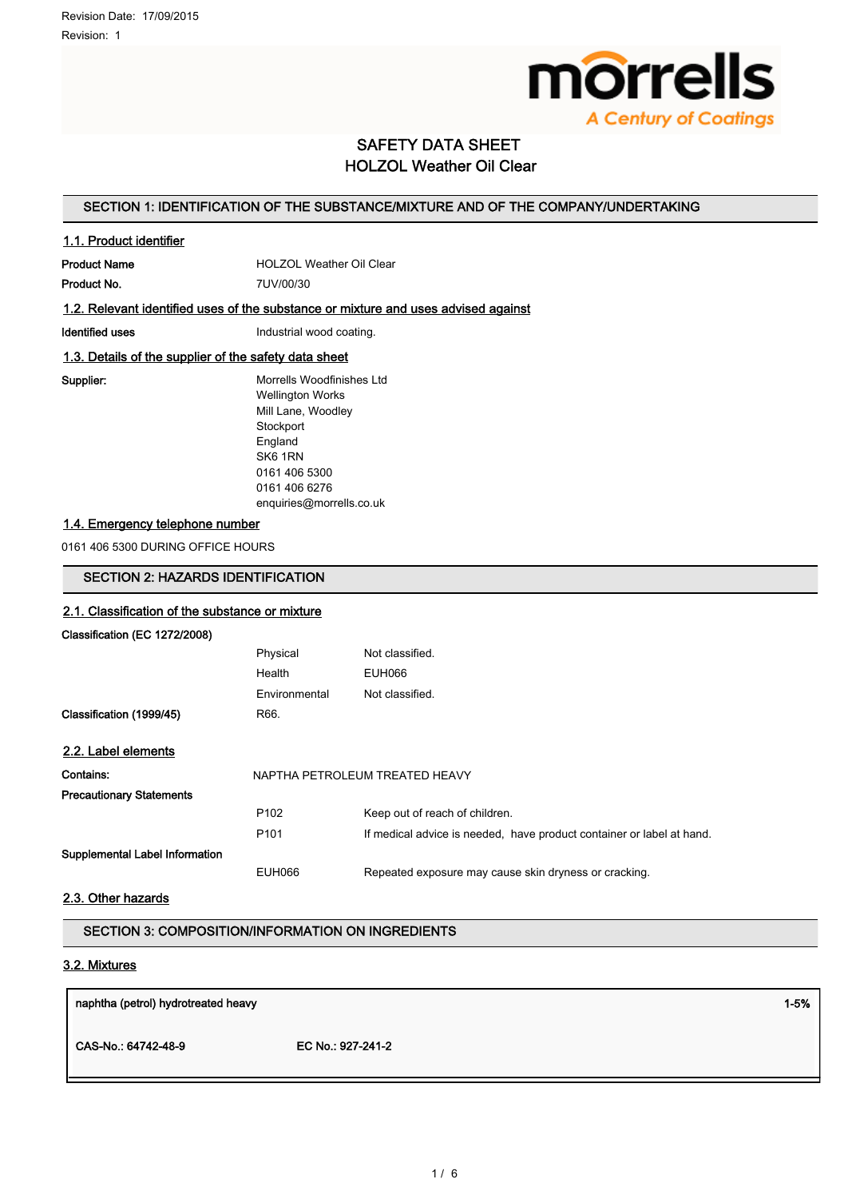Revision Date: 17/09/2015

Revision: 1

morrells
A Century of Coatings

# SAFETY DATA SHEET
# HOLZOL Weather Oil Clear

## SECTION 1: IDENTIFICATION OF THE SUBSTANCE/MIXTURE AND OF THE COMPANY/UNDERTAKING

### 1.1. Product identifier

**Product Name** HOLZOL Weather Oil Clear

**Product No.** 7UV/00/30

### 1.2. Relevant identified uses of the substance or mixture and uses advised against

**Identified uses** Industrial wood coating.

### 1.3. Details of the supplier of the safety data sheet

**Supplier:**
Morrells Woodfinishes Ltd
Wellington Works
Mill Lane, Woodley
Stockport
England
SK6 1RN
0161 406 5300
0161 406 6276
enquiries@morrells.co.uk

### 1.4. Emergency telephone number

0161 406 5300 DURING OFFICE HOURS

## SECTION 2: HAZARDS IDENTIFICATION

### 2.1. Classification of the substance or mixture

**Classification (EC 1272/2008)**

| | | |
|---|---|---|
| Physical | Not classified. |
| Health | EUH066 |
| Environmental | Not classified. |

**Classification (1999/45)** R66.

### 2.2. Label elements

**Contains:** NAPTHA PETROLEUM TREATED HEAVY

**Precautionary Statements**

| | |
|---|---|
| P102 | Keep out of reach of children. |
| P101 | If medical advice is needed, have product container or label at hand. |

**Supplemental Label Information**

| | |
|---|---|
| EUH066 | Repeated exposure may cause skin dryness or cracking. |

### 2.3. Other hazards

## SECTION 3: COMPOSITION/INFORMATION ON INGREDIENTS

### 3.2. Mixtures

| naphtha (petrol) hydrotreated heavy | | 1-5% |
|---|---|---|
| CAS-No.: 64742-48-9 | EC No.: 927-241-2 | |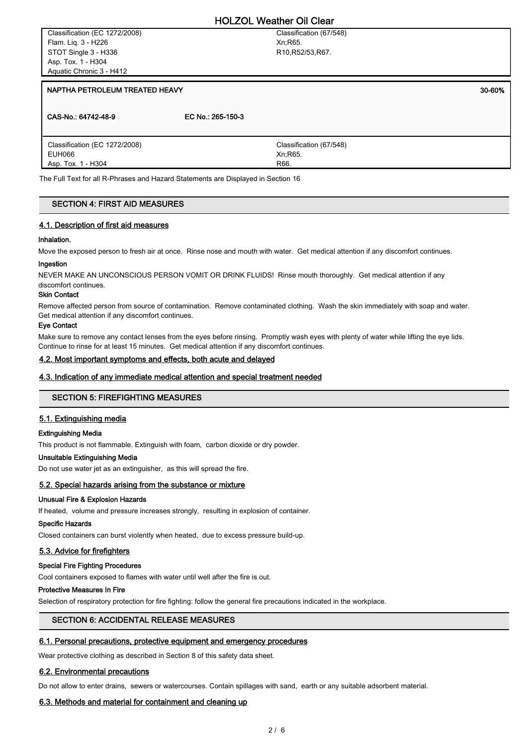| Classification (EC 1272/2008) | Classification (67/548) |
| --- | --- |
| Flam. Liq. 3 - H226 | Xn;R65. |
| STOT Single 3 - H336 | R10,R52/53,R67. |
| Asp. Tox. 1 - H304 | |
| Aquatic Chronic 3 - H412 | |

| NAPTHA PETROLEUM TREATED HEAVY | | 30-60% |
| --- | --- | --- |
| CAS-No.: 64742-48-9 | EC No.: 265-150-3 | |
| Classification (EC 1272/2008) | Classification (67/548) | |
| EUH066 | Xn;R65. | |
| Asp. Tox. 1 - H304 | R66. | |

The Full Text for all R-Phrases and Hazard Statements are Displayed in Section 16

## SECTION 4: FIRST AID MEASURES

### 4.1. Description of first aid measures

**Inhalation.**

Move the exposed person to fresh air at once. Rinse nose and mouth with water. Get medical attention if any discomfort continues.

**Ingestion**

NEVER MAKE AN UNCONSCIOUS PERSON VOMIT OR DRINK FLUIDS! Rinse mouth thoroughly. Get medical attention if any discomfort continues.

**Skin Contact**

Remove affected person from source of contamination. Remove contaminated clothing. Wash the skin immediately with soap and water. Get medical attention if any discomfort continues.

**Eye Contact**

Make sure to remove any contact lenses from the eyes before rinsing. Promptly wash eyes with plenty of water while lifting the eye lids. Continue to rinse for at least 15 minutes. Get medical attention if any discomfort continues.

### 4.2. Most important symptoms and effects, both acute and delayed

### 4.3. Indication of any immediate medical attention and special treatment needed

## SECTION 5: FIREFIGHTING MEASURES

### 5.1. Extinguishing media

**Extinguishing Media**

This product is not flammable. Extinguish with foam, carbon dioxide or dry powder.

**Unsuitable Extinguishing Media**

Do not use water jet as an extinguisher, as this will spread the fire.

### 5.2. Special hazards arising from the substance or mixture

**Unusual Fire & Explosion Hazards**

If heated, volume and pressure increases strongly, resulting in explosion of container.

**Specific Hazards**

Closed containers can burst violently when heated, due to excess pressure build-up.

### 5.3. Advice for firefighters

**Special Fire Fighting Procedures**

Cool containers exposed to flames with water until well after the fire is out.

**Protective Measures In Fire**

Selection of respiratory protection for fire fighting: follow the general fire precautions indicated in the workplace.

## SECTION 6: ACCIDENTAL RELEASE MEASURES

### 6.1. Personal precautions, protective equipment and emergency procedures

Wear protective clothing as described in Section 8 of this safety data sheet.

### 6.2. Environmental precautions

Do not allow to enter drains, sewers or watercourses. Contain spillages with sand, earth or any suitable adsorbent material.

### 6.3. Methods and material for containment and cleaning up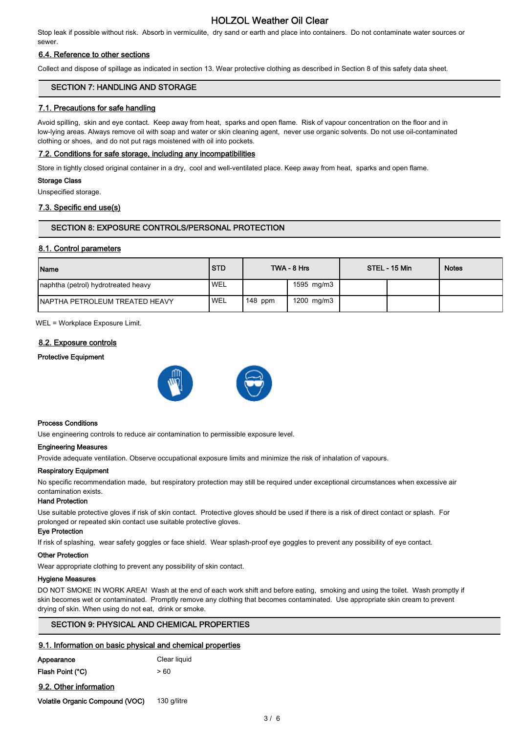Stop leak if possible without risk. Absorb in vermiculite, dry sand or earth and place into containers. Do not contaminate water sources or sewer.

### 6.4. Reference to other sections

Collect and dispose of spillage as indicated in section 13. Wear protective clothing as described in Section 8 of this safety data sheet.

## SECTION 7: HANDLING AND STORAGE

### 7.1. Precautions for safe handling

Avoid spilling, skin and eye contact. Keep away from heat, sparks and open flame. Risk of vapour concentration on the floor and in low-lying areas. Always remove oil with soap and water or skin cleaning agent, never use organic solvents. Do not use oil-contaminated clothing or shoes, and do not put rags moistened with oil into pockets.

### 7.2. Conditions for safe storage, including any incompatibilities

Store in tightly closed original container in a dry, cool and well-ventilated place. Keep away from heat, sparks and open flame.

**Storage Class**

Unspecified storage.

### 7.3. Specific end use(s)

## SECTION 8: EXPOSURE CONTROLS/PERSONAL PROTECTION

### 8.1. Control parameters

| Name | STD | TWA - 8 Hrs | | STEL - 15 Min | | Notes |
|---|---|---|---|---|---|---|
| naphtha (petrol) hydrotreated heavy | WEL | | 1595 mg/m3 | | | |
| NAPHTHA PETROLEUM TREATED HEAVY | WEL | 148 ppm | 1200 mg/m3 | | | |

WEL = Workplace Exposure Limit.

### 8.2. Exposure controls

**Protective Equipment**

**Process Conditions**

Use engineering controls to reduce air contamination to permissible exposure level.

**Engineering Measures**

Provide adequate ventilation. Observe occupational exposure limits and minimize the risk of inhalation of vapours.

**Respiratory Equipment**

No specific recommendation made, but respiratory protection may still be required under exceptional circumstances when excessive air contamination exists.

**Hand Protection**

Use suitable protective gloves if risk of skin contact. Protective gloves should be used if there is a risk of direct contact or splash. For prolonged or repeated skin contact use suitable protective gloves.

**Eye Protection**

If risk of splashing, wear safety goggles or face shield. Wear splash-proof eye goggles to prevent any possibility of eye contact.

**Other Protection**

Wear appropriate clothing to prevent any possibility of skin contact.

**Hygiene Measures**

DO NOT SMOKE IN WORK AREA! Wash at the end of each work shift and before eating, smoking and using the toilet. Wash promptly if skin becomes wet or contaminated. Promptly remove any clothing that becomes contaminated. Use appropriate skin cream to prevent drying of skin. When using do not eat, drink or smoke.

## SECTION 9: PHYSICAL AND CHEMICAL PROPERTIES

### 9.1. Information on basic physical and chemical properties

**Appearance** Clear liquid

**Flash Point (°C)** > 60

### 9.2. Other information

**Volatile Organic Compound (VOC)** 130 g/litre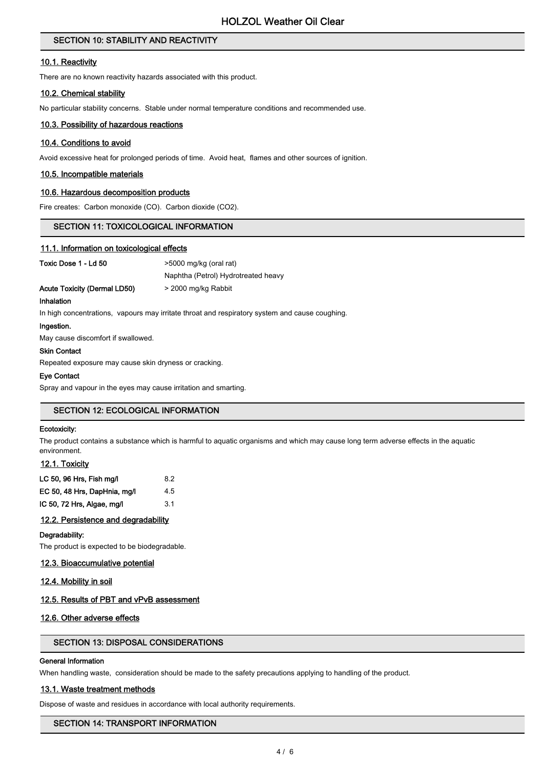## SECTION 10: STABILITY AND REACTIVITY

### 10.1. Reactivity

There are no known reactivity hazards associated with this product.

### 10.2. Chemical stability

No particular stability concerns. Stable under normal temperature conditions and recommended use.

### 10.3. Possibility of hazardous reactions

### 10.4. Conditions to avoid

Avoid excessive heat for prolonged periods of time. Avoid heat, flames and other sources of ignition.

### 10.5. Incompatible materials

### 10.6. Hazardous decomposition products

Fire creates: Carbon monoxide (CO). Carbon dioxide ($CO_2$).

## SECTION 11: TOXICOLOGICAL INFORMATION

### 11.1. Information on toxicological effects

| | |
|---|---|
| **Toxic Dose 1 - Ld 50** | >5000 mg/kg (oral rat) |
| | Naphtha (Petrol) Hydrotreated heavy |
| **Acute Toxicity (Dermal LD50)** | > 2000 mg/kg Rabbit |

**Inhalation**

In high concentrations, vapours may irritate throat and respiratory system and cause coughing.

**Ingestion.**

May cause discomfort if swallowed.

**Skin Contact**

Repeated exposure may cause skin dryness or cracking.

**Eye Contact**

Spray and vapour in the eyes may cause irritation and smarting.

## SECTION 12: ECOLOGICAL INFORMATION

**Ecotoxicity:**

The product contains a substance which is harmful to aquatic organisms and which may cause long term adverse effects in the aquatic environment.

### 12.1. Toxicity

| | |
|---|---|
| **LC 50, 96 Hrs, Fish mg/l** | 8.2 |
| **EC 50, 48 Hrs, DapHnia, mg/l** | 4.5 |
| **IC 50, 72 Hrs, Algae, mg/l** | 3.1 |

### 12.2. Persistence and degradability

**Degradability:**

The product is expected to be biodegradable.

### 12.3. Bioaccumulative potential

### 12.4. Mobility in soil

### 12.5. Results of PBT and vPvB assessment

### 12.6. Other adverse effects

## SECTION 13: DISPOSAL CONSIDERATIONS

**General Information**

When handling waste, consideration should be made to the safety precautions applying to handling of the product.

### 13.1. Waste treatment methods

Dispose of waste and residues in accordance with local authority requirements.

## SECTION 14: TRANSPORT INFORMATION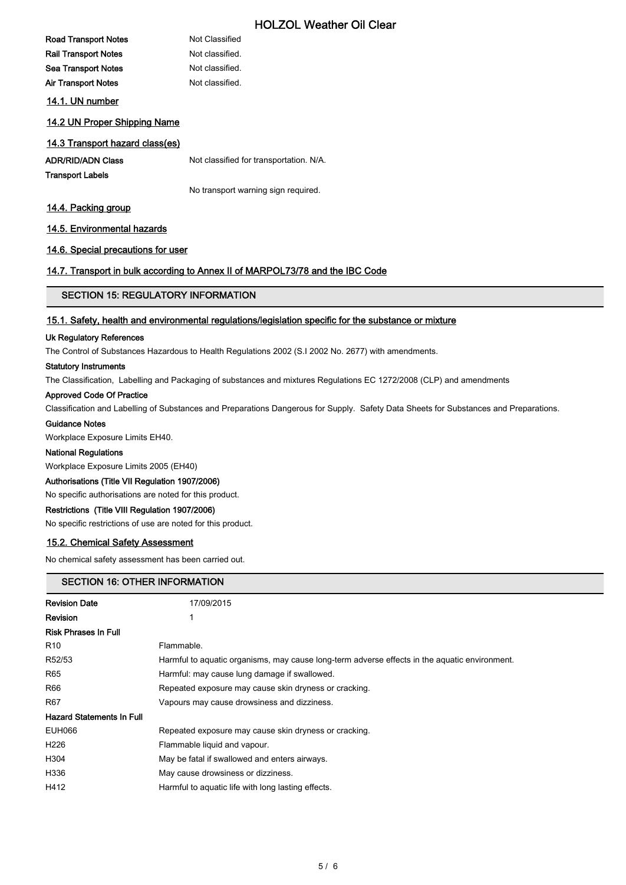| | |
|---|---|
| **Road Transport Notes** | Not Classified |
| **Rail Transport Notes** | Not classified. |
| **Sea Transport Notes** | Not classified. |
| **Air Transport Notes** | Not classified. |

### 14.1. UN number

### 14.2 UN Proper Shipping Name

### 14.3 Transport hazard class(es)

| | |
|---|---|
| **ADR/RID/ADN Class** | Not classified for transportation. N/A. |
| **Transport Labels** | |
| | No transport warning sign required. |

### 14.4. Packing group

### 14.5. Environmental hazards

### 14.6. Special precautions for user

### 14.7. Transport in bulk according to Annex II of MARPOL73/78 and the IBC Code

## SECTION 15: REGULATORY INFORMATION

### 15.1. Safety, health and environmental regulations/legislation specific for the substance or mixture

**Uk Regulatory References**

The Control of Substances Hazardous to Health Regulations 2002 (S.I 2002 No. 2677) with amendments.

**Statutory Instruments**

The Classification, Labelling and Packaging of substances and mixtures Regulations EC 1272/2008 (CLP) and amendments

**Approved Code Of Practice**

Classification and Labelling of Substances and Preparations Dangerous for Supply. Safety Data Sheets for Substances and Preparations.

**Guidance Notes**

Workplace Exposure Limits EH40.

**National Regulations**

Workplace Exposure Limits 2005 (EH40)

**Authorisations (Title VII Regulation 1907/2006)**

No specific authorisations are noted for this product.

**Restrictions (Title VIII Regulation 1907/2006)**

No specific restrictions of use are noted for this product.

### 15.2. Chemical Safety Assessment

No chemical safety assessment has been carried out.

## SECTION 16: OTHER INFORMATION

| | |
|---|---|
| **Revision Date** | 17/09/2015 |
| **Revision** | 1 |
| **Risk Phrases In Full** | |
| R10 | Flammable. |
| R52/53 | Harmful to aquatic organisms, may cause long-term adverse effects in the aquatic environment. |
| R65 | Harmful: may cause lung damage if swallowed. |
| R66 | Repeated exposure may cause skin dryness or cracking. |
| R67 | Vapours may cause drowsiness and dizziness. |
| **Hazard Statements In Full** | |
| EUH066 | Repeated exposure may cause skin dryness or cracking. |
| H226 | Flammable liquid and vapour. |
| H304 | May be fatal if swallowed and enters airways. |
| H336 | May cause drowsiness or dizziness. |
| H412 | Harmful to aquatic life with long lasting effects. |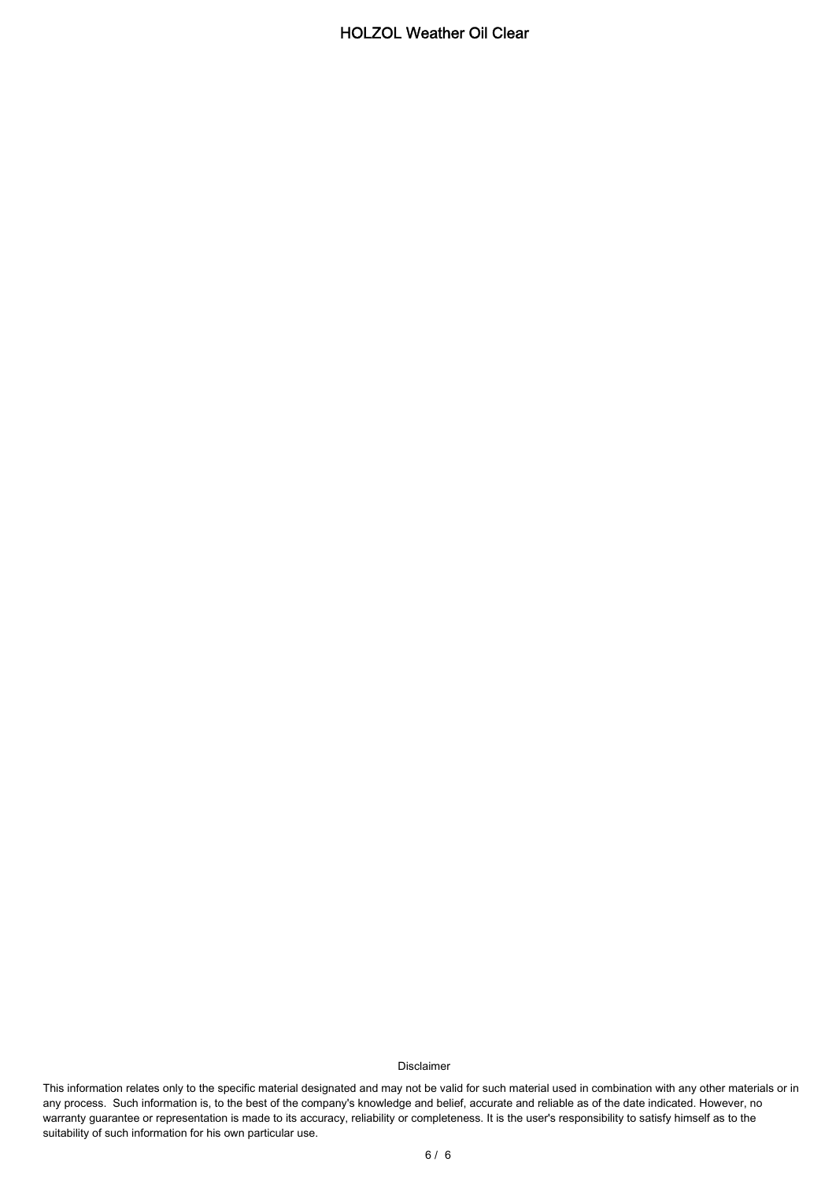Disclaimer

This information relates only to the specific material designated and may not be valid for such material used in combination with any other materials or in any process. Such information is, to the best of the company's knowledge and belief, accurate and reliable as of the date indicated. However, no warranty guarantee or representation is made to its accuracy, reliability or completeness. It is the user's responsibility to satisfy himself as to the suitability of such information for his own particular use.